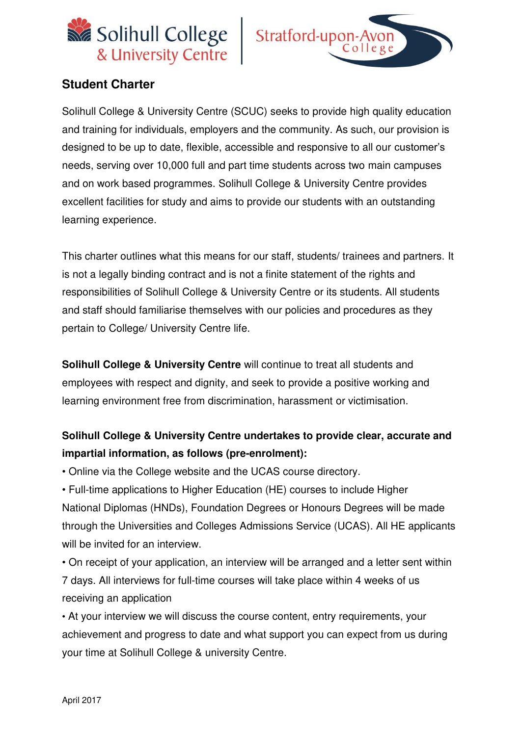# Student Charter

Solihull College & University Centre (SCUC) seeks to provide high quality education and training for individuals, employers and the community. As such, our provision is designed to be up to date, flexible, accessible and responsive to all our customer's needs, serving over 10,000 full and part time students across two main campuses and on work based programmes. Solihull College & University Centre provides excellent facilities for study and aims to provide our students with an outstanding learning experience.

This charter outlines what this means for our staff, students/ trainees and partners. It is not a legally binding contract and is not a finite statement of the rights and responsibilities of Solihull College & University Centre or its students. All students and staff should familiarise themselves with our policies and procedures as they pertain to College/ University Centre life.

**Solihull College & University Centre** will continue to treat all students and employees with respect and dignity, and seek to provide a positive working and learning environment free from discrimination, harassment or victimisation.

**Solihull College & University Centre undertakes to provide clear, accurate and impartial information, as follows (pre-enrolment):**

- Online via the College website and the UCAS course directory.
- Full-time applications to Higher Education (HE) courses to include Higher National Diplomas (HNDs), Foundation Degrees or Honours Degrees will be made through the Universities and Colleges Admissions Service (UCAS). All HE applicants will be invited for an interview.
- On receipt of your application, an interview will be arranged and a letter sent within 7 days. All interviews for full-time courses will take place within 4 weeks of us receiving an application
- At your interview we will discuss the course content, entry requirements, your achievement and progress to date and what support you can expect from us during your time at Solihull College & university Centre.

April 2017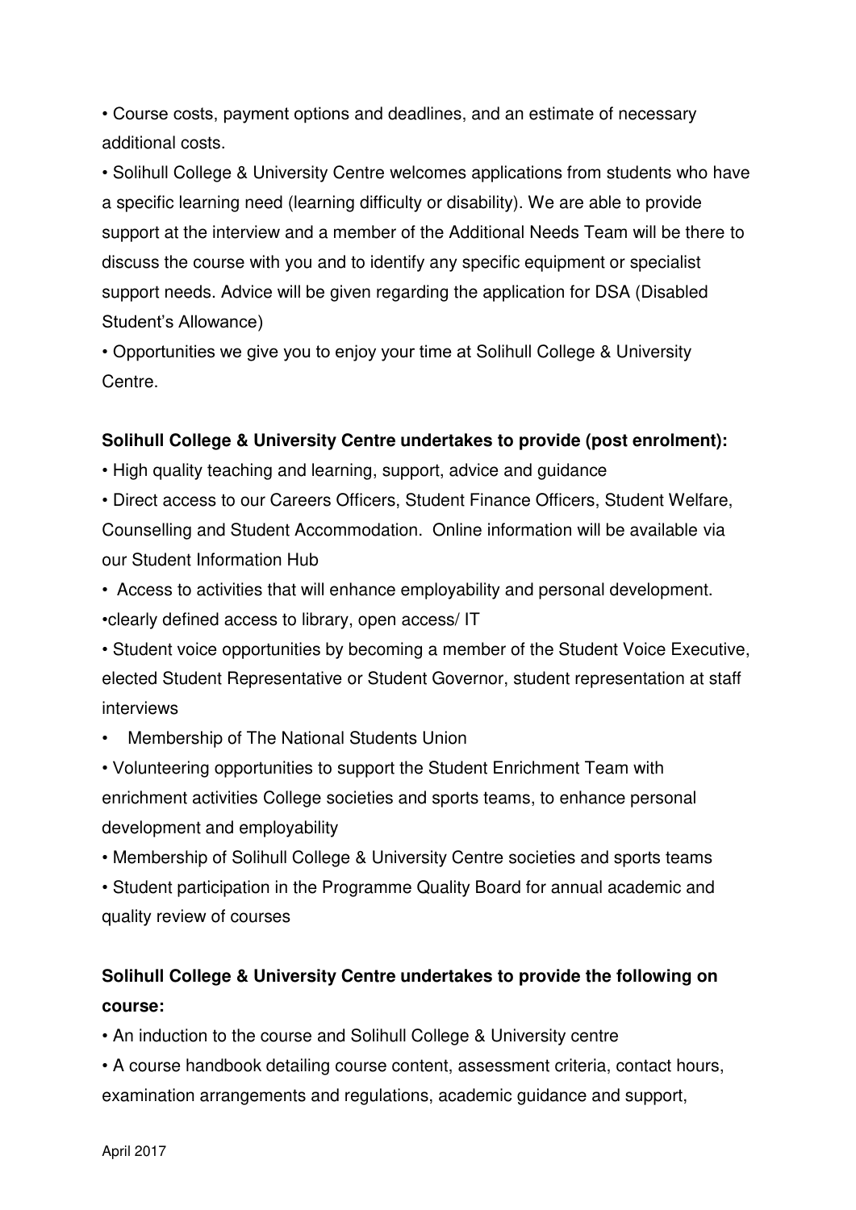- Course costs, payment options and deadlines, and an estimate of necessary additional costs.
- Solihull College & University Centre welcomes applications from students who have a specific learning need (learning difficulty or disability). We are able to provide support at the interview and a member of the Additional Needs Team will be there to discuss the course with you and to identify any specific equipment or specialist support needs. Advice will be given regarding the application for DSA (Disabled Student's Allowance)
- Opportunities we give you to enjoy your time at Solihull College & University Centre.

**Solihull College & University Centre undertakes to provide (post enrolment):**

- High quality teaching and learning, support, advice and guidance
- Direct access to our Careers Officers, Student Finance Officers, Student Welfare, Counselling and Student Accommodation. Online information will be available via our Student Information Hub
- Access to activities that will enhance employability and personal development.
- clearly defined access to library, open access/ IT
- Student voice opportunities by becoming a member of the Student Voice Executive, elected Student Representative or Student Governor, student representation at staff interviews
- Membership of The National Students Union
- Volunteering opportunities to support the Student Enrichment Team with enrichment activities College societies and sports teams, to enhance personal development and employability
- Membership of Solihull College & University Centre societies and sports teams
- Student participation in the Programme Quality Board for annual academic and quality review of courses

**Solihull College & University Centre undertakes to provide the following on course:**

- An induction to the course and Solihull College & University centre
- A course handbook detailing course content, assessment criteria, contact hours, examination arrangements and regulations, academic guidance and support,

April 2017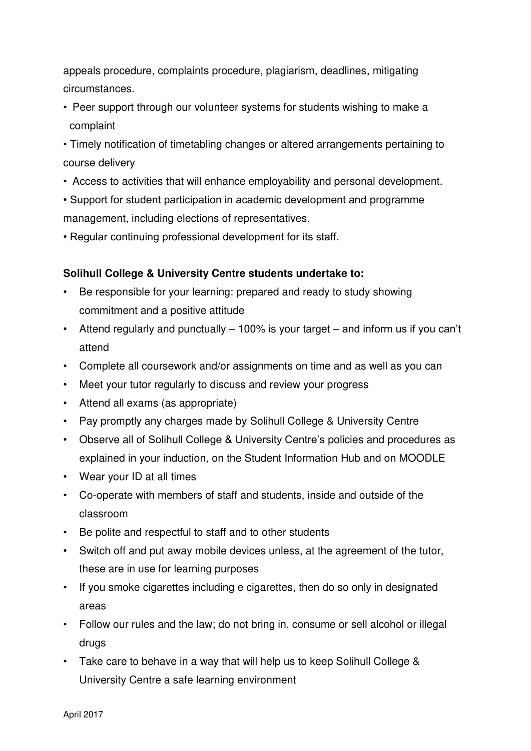appeals procedure, complaints procedure, plagiarism, deadlines, mitigating circumstances.

- Peer support through our volunteer systems for students wishing to make a complaint
- Timely notification of timetabling changes or altered arrangements pertaining to course delivery
- Access to activities that will enhance employability and personal development.
- Support for student participation in academic development and programme management, including elections of representatives.
- Regular continuing professional development for its staff.

**Solihull College & University Centre students undertake to:**

- Be responsible for your learning: prepared and ready to study showing commitment and a positive attitude
- Attend regularly and punctually – 100% is your target – and inform us if you can't attend
- Complete all coursework and/or assignments on time and as well as you can
- Meet your tutor regularly to discuss and review your progress
- Attend all exams (as appropriate)
- Pay promptly any charges made by Solihull College & University Centre
- Observe all of Solihull College & University Centre's policies and procedures as explained in your induction, on the Student Information Hub and on MOODLE
- Wear your ID at all times
- Co-operate with members of staff and students, inside and outside of the classroom
- Be polite and respectful to staff and to other students
- Switch off and put away mobile devices unless, at the agreement of the tutor, these are in use for learning purposes
- If you smoke cigarettes including e cigarettes, then do so only in designated areas
- Follow our rules and the law; do not bring in, consume or sell alcohol or illegal drugs
- Take care to behave in a way that will help us to keep Solihull College & University Centre a safe learning environment

April 2017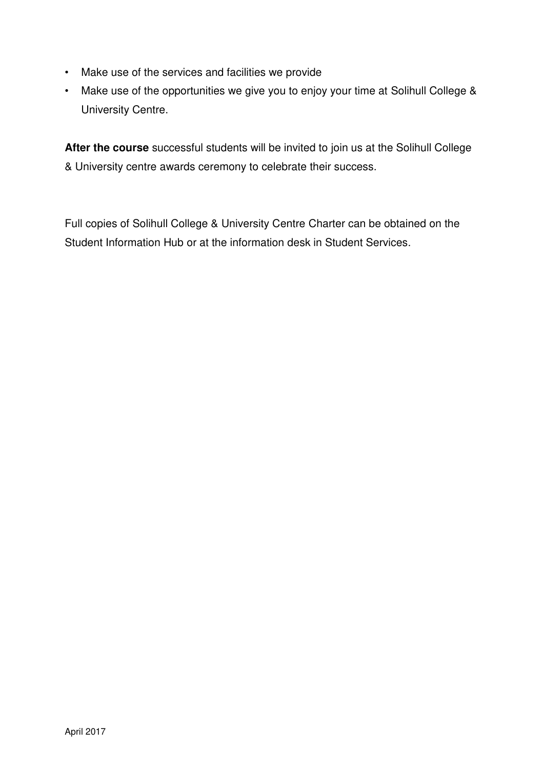- Make use of the services and facilities we provide
- Make use of the opportunities we give you to enjoy your time at Solihull College & University Centre.

**After the course** successful students will be invited to join us at the Solihull College & University centre awards ceremony to celebrate their success.

Full copies of Solihull College & University Centre Charter can be obtained on the Student Information Hub or at the information desk in Student Services.

April 2017